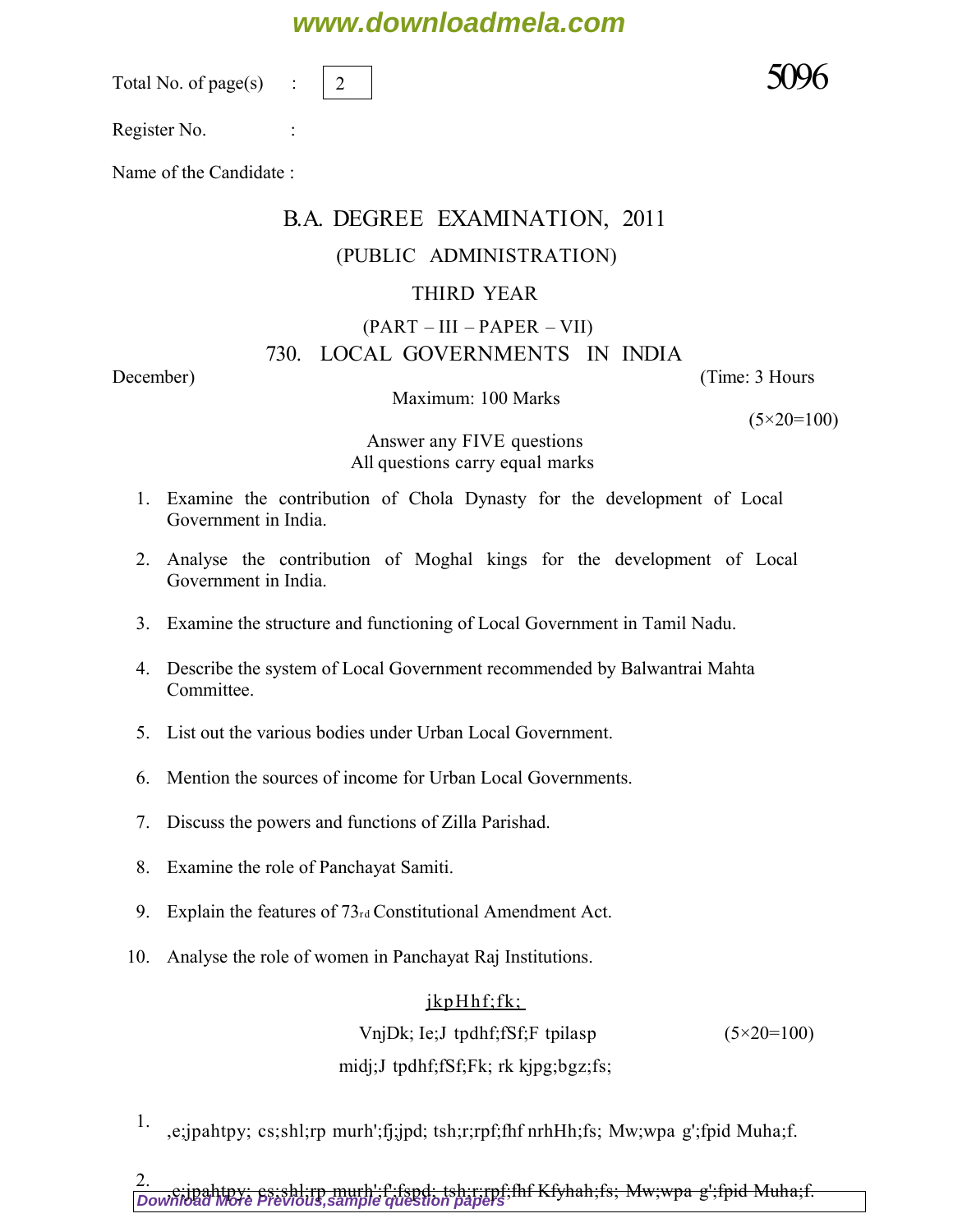Total No. of page(s) : 2

5096

Register No. :

Name of the Candidate :

## B.A. DEGREE EXAMINATION, 2011

### (PUBLIC ADMINISTRATION)

### THIRD YEAR

### (PART – III – PAPER – VII)

### 730. LOCAL GOVERNMENTS IN INDIA

December) (Time: 3 Hours

Maximum: 100 Marks

(5×20=100)

Answer any FIVE questions
All questions carry equal marks

1. Examine the contribution of Chola Dynasty for the development of Local Government in India.

2. Analyse the contribution of Moghal kings for the development of Local Government in India.

3. Examine the structure and functioning of Local Government in Tamil Nadu.

4. Describe the system of Local Government recommended by Balwantrai Mahta Committee.

5. List out the various bodies under Urban Local Government.

6. Mention the sources of income for Urban Local Governments.

7. Discuss the powers and functions of Zilla Parishad.

8. Examine the role of Panchayat Samiti.

9. Explain the features of $73_{rd}$ Constitutional Amendment Act.

10. Analyse the role of women in Panchayat Raj Institutions.

jkpHhf;fk;

VnjDk; Ie;J tpdhf;fSf;F tpilasp (5×20=100)

midj;J tpdhf;fSf;Fk; rk kjpg;bgz;fs;

1. ,e;jpahtpy; cs;shl;rp murh';fj;jpd; tsh;r;rpf;fhf nrhHh;fs; Mw;wpa g';fpid Muha;f.

2. ,e;jpahtpy; cs;shl;rp murh';f;fspd; tsh;r;rpf;fhf Kfyhah;fs; Mw;wpa g';fpid Muha;f.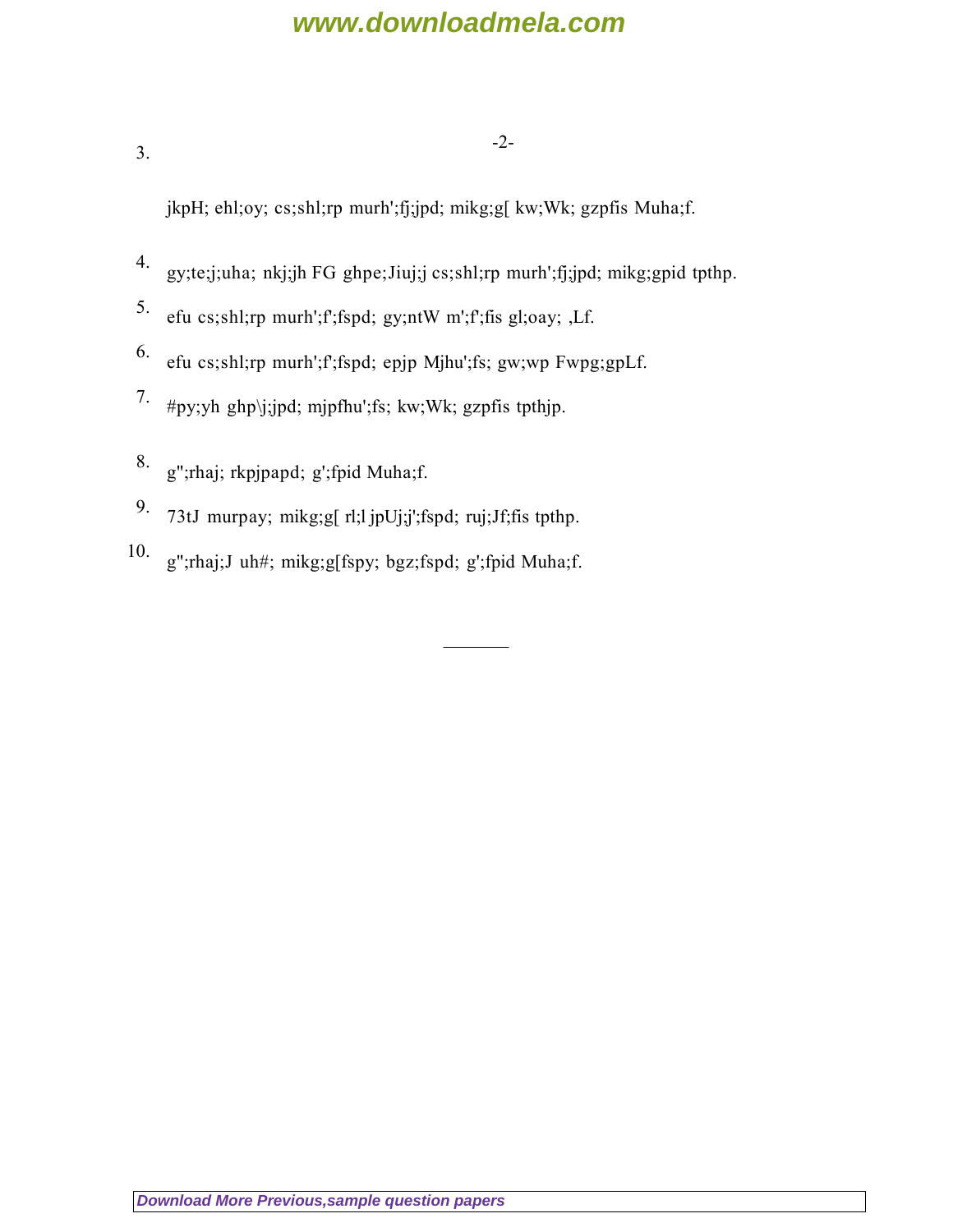3.

jkpH; ehl;oy; cs;shl;rp murh';fj;jpd; mikg;g[ kw;Wk; gzpfis Muha;f.

4. gy;te;j;uha; nkj;jh FG ghpe;Jiuj;j cs;shl;rp murh';fj;jpd; mikg;gpid tpthp.

5. efu cs;shl;rp murh';f';fspd; gy;ntW m';f';fis gl;oay; ,Lf.

6. efu cs;shl;rp murh';f';fspd; epjp Mjhu';fs; gw;wp Fwpg;gpLf.

7. #py;yh ghp\j;jpd; mjpfhu';fs; kw;Wk; gzpfis tpthjp.

8. g";rhaj; rkpjpapd; g';fpid Muha;f.

9. 73tJ murpay; mikg;g[ rl;l jpUj;j';fspd; ruj;Jf;fis tpthp.

10. g";rhaj;J uh#; mikg;g[fspy; bgz;fspd; g';fpid Muha;f.